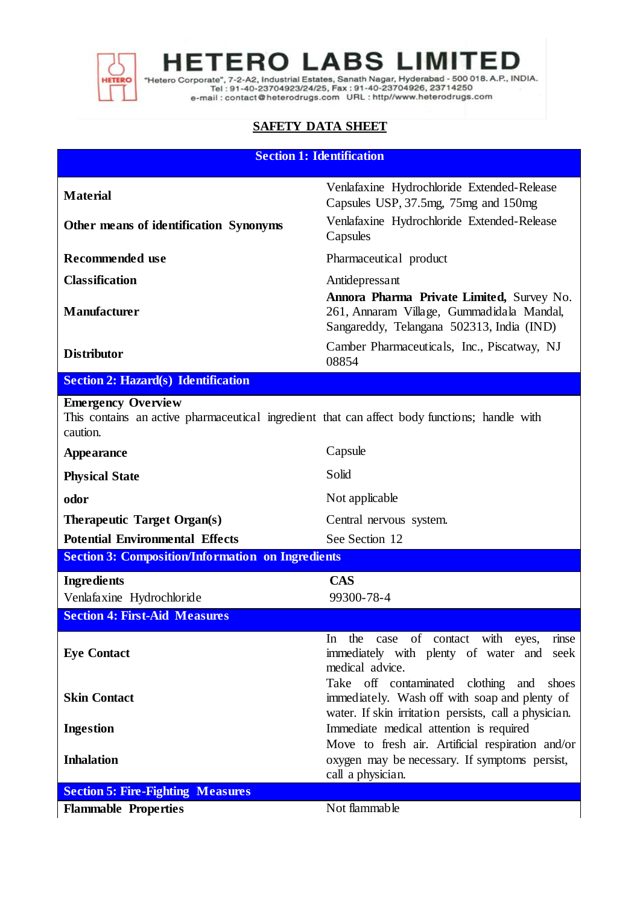# HETERO LABS LIMITED

"Hetero Corporate", 7-2-A2, Industrial Estates, Sanath Nagar, Hyderabad - 500 018. A.P., INDIA.
Tel : 91-40-23704923/24/25, Fax : 91-40-23704926, 23714250
e-mail : contact@heterodrugs.com URL : http//www.heterodrugs.com

## SAFETY DATA SHEET

### Section 1: Identification

| | |
|---|---|
| **Material** | Venlafaxine Hydrochloride Extended-Release Capsules USP, 37.5mg, 75mg and 150mg |
| **Other means of identification Synonyms** | Venlafaxine Hydrochloride Extended-Release Capsules |
| **Recommended use** | Pharmaceutical product |
| **Classification** | Antidepressant |
| **Manufacturer** | **Annora Pharma Private Limited,** Survey No. 261, Annaram Village, Gummadidala Mandal, Sangareddy, Telangana 502313, India (IND) |
| **Distributor** | Camber Pharmaceuticals, Inc., Piscatway, NJ 08854 |

### Section 2: Hazard(s) Identification

**Emergency Overview**
This contains an active pharmaceutical ingredient that can affect body functions; handle with caution.

| | |
|---|---|
| **Appearance** | Capsule |
| **Physical State** | Solid |
| **odor** | Not applicable |
| **Therapeutic Target Organ(s)** | Central nervous system. |
| **Potential Environmental Effects** | See Section 12 |

### Section 3: Composition/Information on Ingredients

| **Ingredients** | **CAS** |
|---|---|
| Venlafaxine Hydrochloride | 99300-78-4 |

### Section 4: First-Aid Measures

| | |
|---|---|
| **Eye Contact** | In the case of contact with eyes, rinse immediately with plenty of water and seek medical advice. |
| **Skin Contact** | Take off contaminated clothing and shoes immediately. Wash off with soap and plenty of water. If skin irritation persists, call a physician. |
| **Ingestion** | Immediate medical attention is required |
| **Inhalation** | Move to fresh air. Artificial respiration and/or oxygen may be necessary. If symptoms persist, call a physician. |

### Section 5: Fire-Fighting Measures

| | |
|---|---|
| **Flammable Properties** | Not flammable |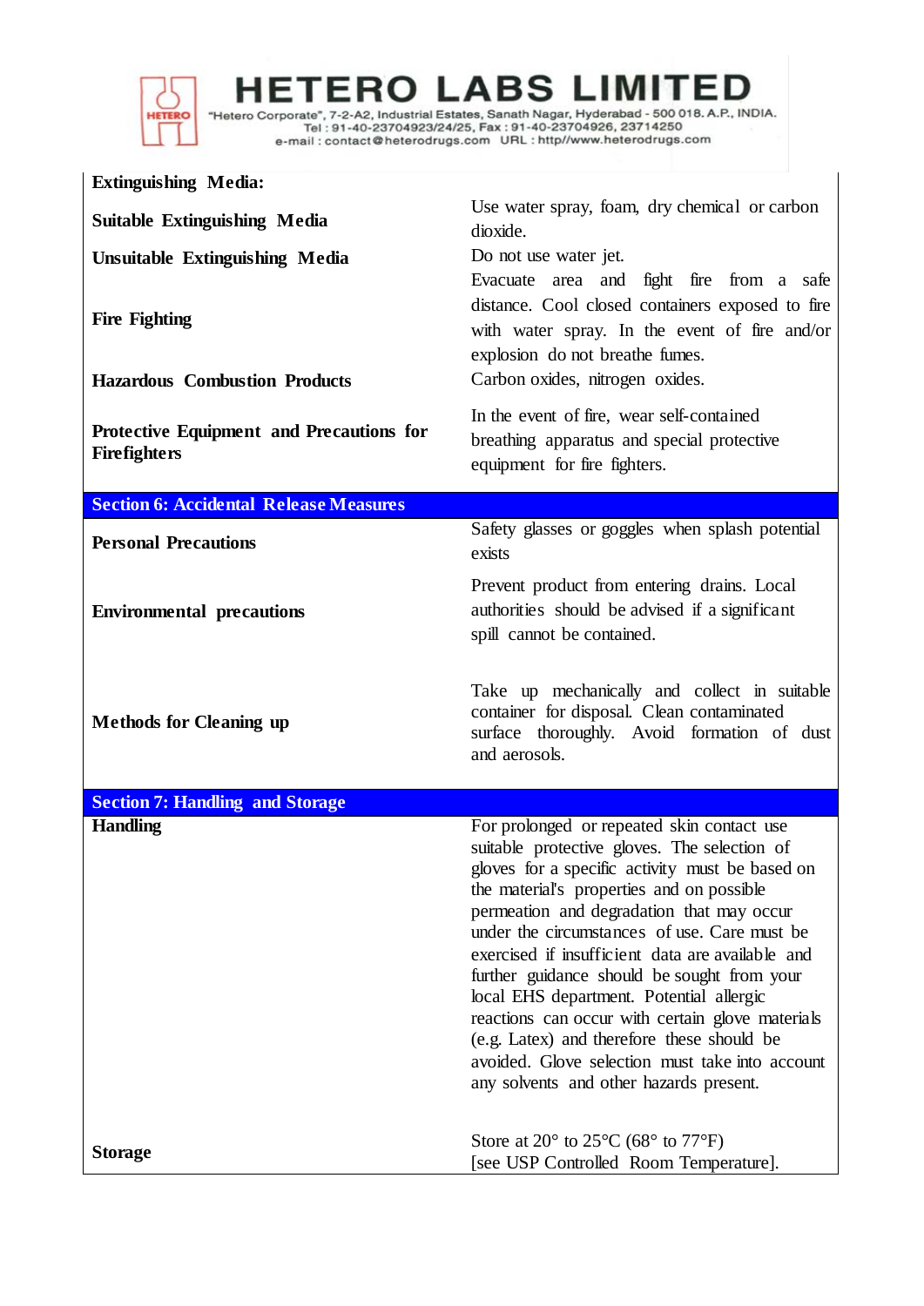| **Extinguishing Media:** | |
|---|---|
| **Suitable Extinguishing Media** | Use water spray, foam, dry chemical or carbon dioxide. |
| **Unsuitable Extinguishing Media** | Do not use water jet. |
| **Fire Fighting** | Evacuate area and fight fire from a safe distance. Cool closed containers exposed to fire with water spray. In the event of fire and/or explosion do not breathe fumes. |
| **Hazardous Combustion Products** | Carbon oxides, nitrogen oxides. |
| **Protective Equipment and Precautions for Firefighters** | In the event of fire, wear self-contained breathing apparatus and special protective equipment for fire fighters. |

## Section 6: Accidental Release Measures

| | |
|---|---|
| **Personal Precautions** | Safety glasses or goggles when splash potential exists |
| **Environmental precautions** | Prevent product from entering drains. Local authorities should be advised if a significant spill cannot be contained. |
| **Methods for Cleaning up** | Take up mechanically and collect in suitable container for disposal. Clean contaminated surface thoroughly. Avoid formation of dust and aerosols. |

## Section 7: Handling and Storage

| | |
|---|---|
| **Handling** | For prolonged or repeated skin contact use suitable protective gloves. The selection of gloves for a specific activity must be based on the material's properties and on possible permeation and degradation that may occur under the circumstances of use. Care must be exercised if insufficient data are available and further guidance should be sought from your local EHS department. Potential allergic reactions can occur with certain glove materials (e.g. Latex) and therefore these should be avoided. Glove selection must take into account any solvents and other hazards present. |
| **Storage** | Store at 20° to 25°C (68° to 77°F) [see USP Controlled Room Temperature]. |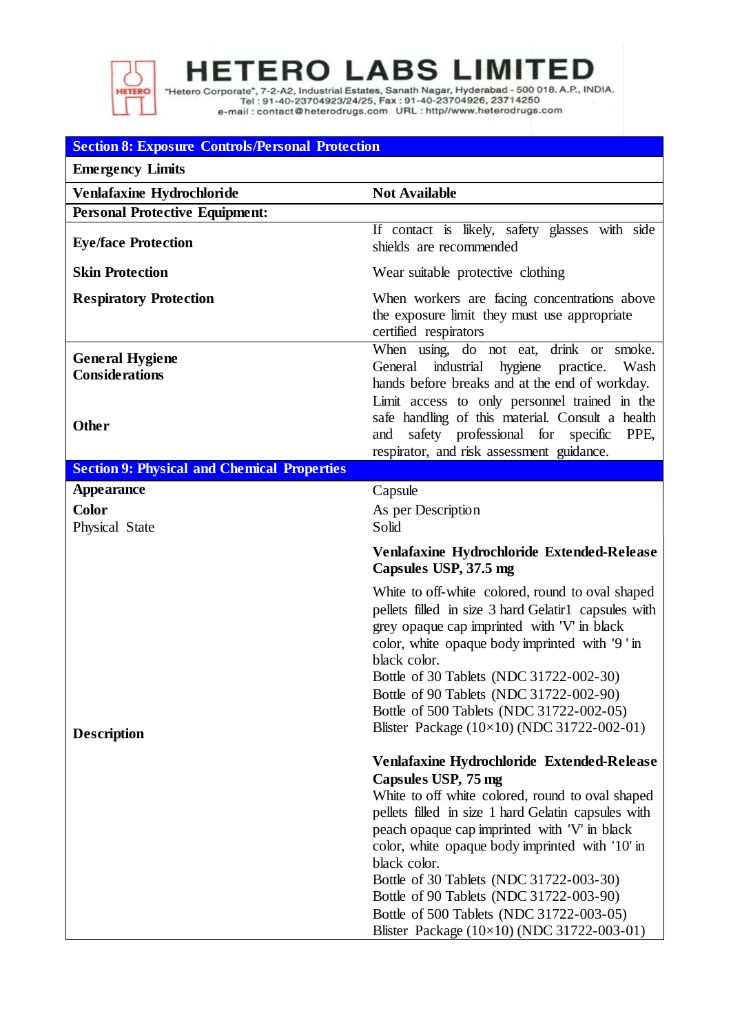# HETERO LABS LIMITED

"Hetero Corporate", 7-2-A2, Industrial Estates, Sanath Nagar, Hyderabad - 500 018. A.P., INDIA.
Tel : 91-40-23704923/24/25, Fax : 91-40-23704926, 23714250
e-mail : contact@heterodrugs.com URL : http//www.heterodrugs.com

## Section 8: Exposure Controls/Personal Protection

| **Emergency Limits** | |
|---|---|
| **Venlafaxine Hydrochloride** | **Not Available** |
| **Personal Protective Equipment:** | |
| **Eye/face Protection** | If contact is likely, safety glasses with side shields are recommended |
| **Skin Protection** | Wear suitable protective clothing |
| **Respiratory Protection** | When workers are facing concentrations above the exposure limit they must use appropriate certified respirators |
| **General Hygiene Considerations** | When using, do not eat, drink or smoke. General industrial hygiene practice. Wash hands before breaks and at the end of workday. |
| **Other** | Limit access to only personnel trained in the safe handling of this material. Consult a health and safety professional for specific PPE, respirator, and risk assessment guidance. |

## Section 9: Physical and Chemical Properties

| **Appearance** | Capsule |
|---|---|
| **Color** | As per Description |
| Physical State | Solid |
| **Description** | **Venlafaxine Hydrochloride Extended-Release Capsules USP, 37.5 mg**<br><br>White to off-white colored, round to oval shaped pellets filled in size 3 hard Gelatir1 capsules with grey opaque cap imprinted with 'V' in black color, white opaque body imprinted with '9 ' in black color.<br>Bottle of 30 Tablets (NDC 31722-002-30)<br>Bottle of 90 Tablets (NDC 31722-002-90)<br>Bottle of 500 Tablets (NDC 31722-002-05)<br>Blister Package (10×10) (NDC 31722-002-01)<br><br>**Venlafaxine Hydrochloride Extended-Release Capsules USP, 75 mg**<br>White to off white colored, round to oval shaped pellets filled in size 1 hard Gelatin capsules with peach opaque cap imprinted with 'V' in black color, white opaque body imprinted with '10' in black color.<br>Bottle of 30 Tablets (NDC 31722-003-30)<br>Bottle of 90 Tablets (NDC 31722-003-90)<br>Bottle of 500 Tablets (NDC 31722-003-05)<br>Blister Package (10×10) (NDC 31722-003-01) |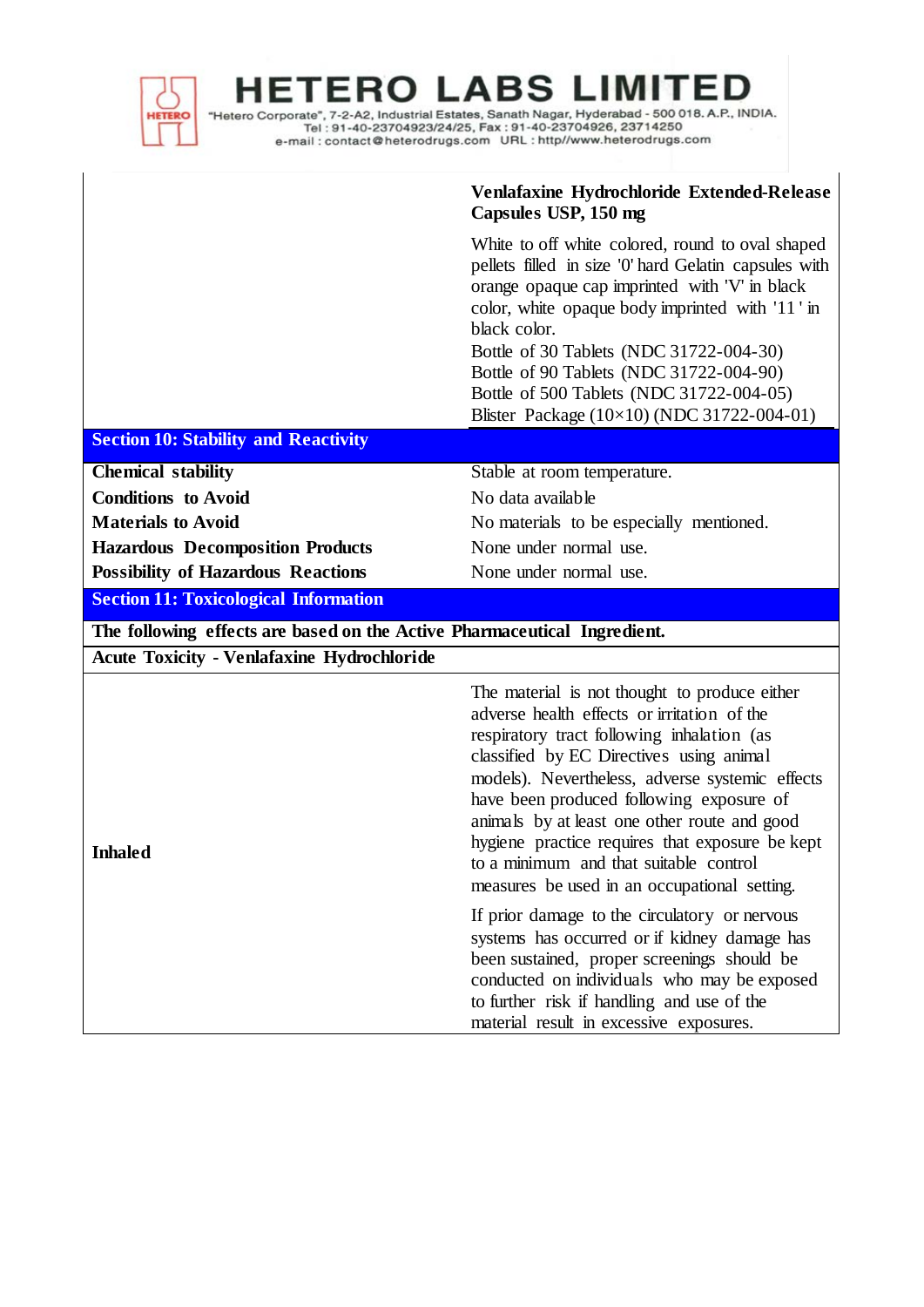| | **Venlafaxine Hydrochloride Extended-Release Capsules USP, 150 mg** |
|---|---|
| | White to off white colored, round to oval shaped pellets filled in size '0' hard Gelatin capsules with orange opaque cap imprinted with 'V' in black color, white opaque body imprinted with '11 ' in black color.<br>Bottle of 30 Tablets (NDC 31722-004-30)<br>Bottle of 90 Tablets (NDC 31722-004-90)<br>Bottle of 500 Tablets (NDC 31722-004-05)<br>Blister Package (10×10) (NDC 31722-004-01) |

## Section 10: Stability and Reactivity

| | |
|---|---|
| **Chemical stability** | Stable at room temperature. |
| **Conditions to Avoid** | No data available |
| **Materials to Avoid** | No materials to be especially mentioned. |
| **Hazardous Decomposition Products** | None under normal use. |
| **Possibility of Hazardous Reactions** | None under normal use. |

## Section 11: Toxicological Information

**The following effects are based on the Active Pharmaceutical Ingredient.**

**Acute Toxicity - Venlafaxine Hydrochloride**

| | |
|---|---|
| **Inhaled** | The material is not thought to produce either adverse health effects or irritation of the respiratory tract following inhalation (as classified by EC Directives using animal models). Nevertheless, adverse systemic effects have been produced following exposure of animals by at least one other route and good hygiene practice requires that exposure be kept to a minimum and that suitable control measures be used in an occupational setting.<br><br>If prior damage to the circulatory or nervous systems has occurred or if kidney damage has been sustained, proper screenings should be conducted on individuals who may be exposed to further risk if handling and use of the material result in excessive exposures. |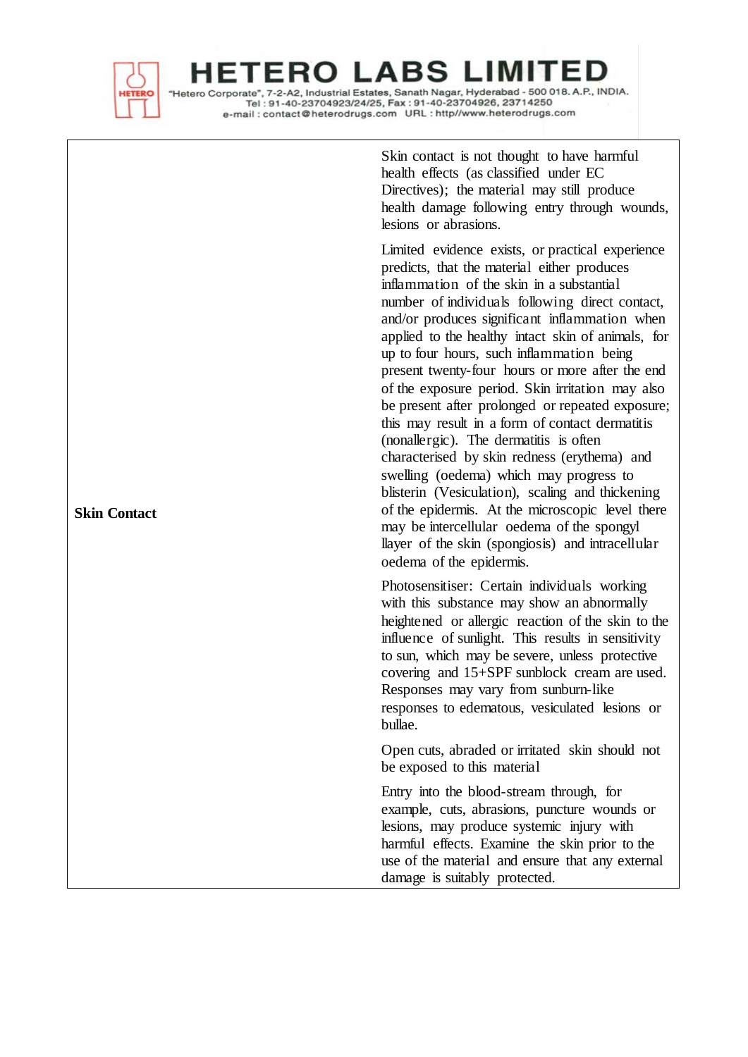| | |
|---|---|
| **Skin Contact** | Skin contact is not thought to have harmful health effects (as classified under EC Directives); the material may still produce health damage following entry through wounds, lesions or abrasions.<br><br>Limited evidence exists, or practical experience predicts, that the material either produces inflammation of the skin in a substantial number of individuals following direct contact, and/or produces significant inflammation when applied to the healthy intact skin of animals, for up to four hours, such inflammation being present twenty-four hours or more after the end of the exposure period. Skin irritation may also be present after prolonged or repeated exposure; this may result in a form of contact dermatitis (nonallergic). The dermatitis is often characterised by skin redness (erythema) and swelling (oedema) which may progress to blisterin (Vesiculation), scaling and thickening of the epidermis. At the microscopic level there may be intercellular oedema of the spongyl llayer of the skin (spongiosis) and intracellular oedema of the epidermis.<br><br>Photosensitiser: Certain individuals working with this substance may show an abnormally heightened or allergic reaction of the skin to the influence of sunlight. This results in sensitivity to sun, which may be severe, unless protective covering and 15+SPF sunblock cream are used. Responses may vary from sunburn-like responses to edematous, vesiculated lesions or bullae.<br><br>Open cuts, abraded or irritated skin should not be exposed to this material<br><br>Entry into the blood-stream through, for example, cuts, abrasions, puncture wounds or lesions, may produce systemic injury with harmful effects. Examine the skin prior to the use of the material and ensure that any external damage is suitably protected. |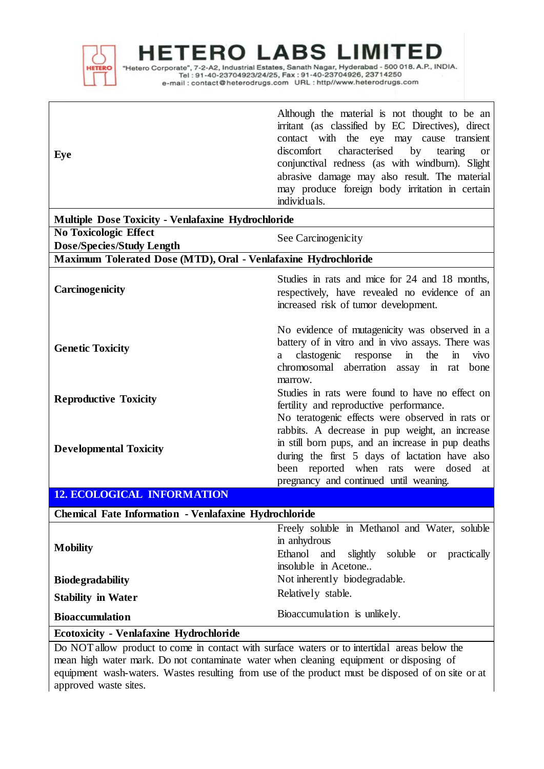| | |
|---|---|
| **Eye** | Although the material is not thought to be an irritant (as classified by EC Directives), direct contact with the eye may cause transient discomfort characterised by tearing or conjunctival redness (as with windburn). Slight abrasive damage may also result. The material may produce foreign body irritation in certain individuals. |
| **Multiple Dose Toxicity - Venlafaxine Hydrochloride** | |
| **No Toxicologic Effect Dose/Species/Study Length** | See Carcinogenicity |
| **Maximum Tolerated Dose (MTD), Oral - Venlafaxine Hydrochloride** | |
| **Carcinogenicity** | Studies in rats and mice for 24 and 18 months, respectively, have revealed no evidence of an increased risk of tumor development. |
| **Genetic Toxicity** | No evidence of mutagenicity was observed in a battery of in vitro and in vivo assays. There was a clastogenic response in the in vivo chromosomal aberration assay in rat bone marrow. |
| **Reproductive Toxicity** | Studies in rats were found to have no effect on fertility and reproductive performance. |
| **Developmental Toxicity** | No teratogenic effects were observed in rats or rabbits. A decrease in pup weight, an increase in still born pups, and an increase in pup deaths during the first 5 days of lactation have also been reported when rats were dosed at pregnancy and continued until weaning. |

## 12. ECOLOGICAL INFORMATION

| | |
|---|---|
| **Chemical Fate Information - Venlafaxine Hydrochloride** | |
| **Mobility** | Freely soluble in Methanol and Water, soluble in anhydrous Ethanol and slightly soluble or practically insoluble in Acetone.. |
| **Biodegradability** | Not inherently biodegradable. |
| **Stability in Water** | Relatively stable. |
| **Bioaccumulation** | Bioaccumulation is unlikely. |
| **Ecotoxicity - Venlafaxine Hydrochloride** | |

Do NOT allow product to come in contact with surface waters or to intertidal areas below the mean high water mark. Do not contaminate water when cleaning equipment or disposing of equipment wash-waters. Wastes resulting from use of the product must be disposed of on site or at approved waste sites.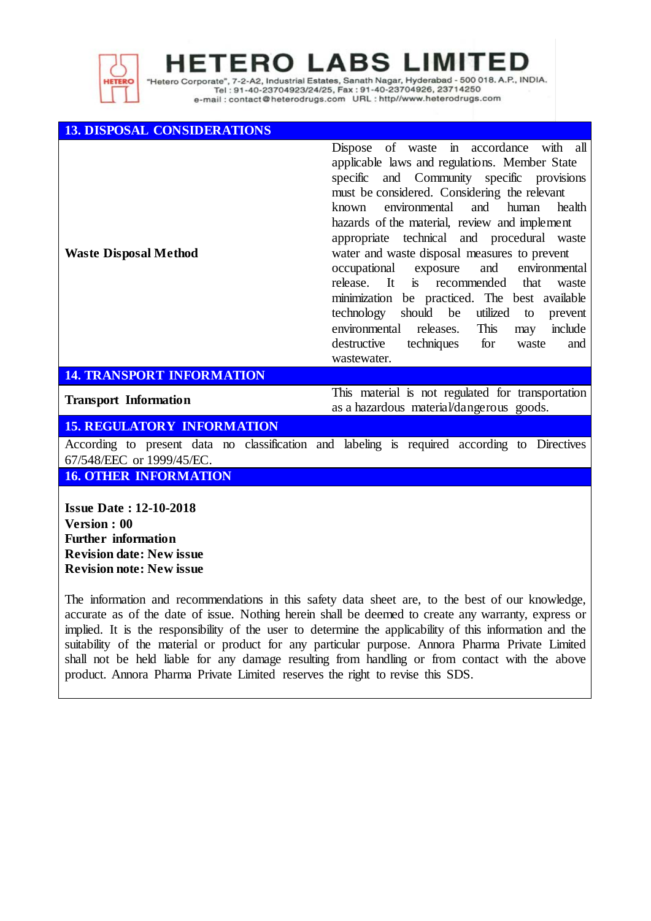## 13. DISPOSAL CONSIDERATIONS

| | |
|---|---|
| **Waste Disposal Method** | Dispose of waste in accordance with all applicable laws and regulations. Member State specific and Community specific provisions must be considered. Considering the relevant known environmental and human health hazards of the material, review and implement appropriate technical and procedural waste water and waste disposal measures to prevent occupational exposure and environmental release. It is recommended that waste minimization be practiced. The best available technology should be utilized to prevent environmental releases. This may include destructive techniques for waste and wastewater. |

## 14. TRANSPORT INFORMATION

| | |
|---|---|
| **Transport Information** | This material is not regulated for transportation as a hazardous material/dangerous goods. |

## 15. REGULATORY INFORMATION

According to present data no classification and labeling is required according to Directives 67/548/EEC or 1999/45/EC.

## 16. OTHER INFORMATION

**Issue Date : 12-10-2018**
**Version : 00**
**Further information**
**Revision date: New issue**
**Revision note: New issue**

The information and recommendations in this safety data sheet are, to the best of our knowledge, accurate as of the date of issue. Nothing herein shall be deemed to create any warranty, express or implied. It is the responsibility of the user to determine the applicability of this information and the suitability of the material or product for any particular purpose. Annora Pharma Private Limited shall not be held liable for any damage resulting from handling or from contact with the above product. Annora Pharma Private Limited reserves the right to revise this SDS.